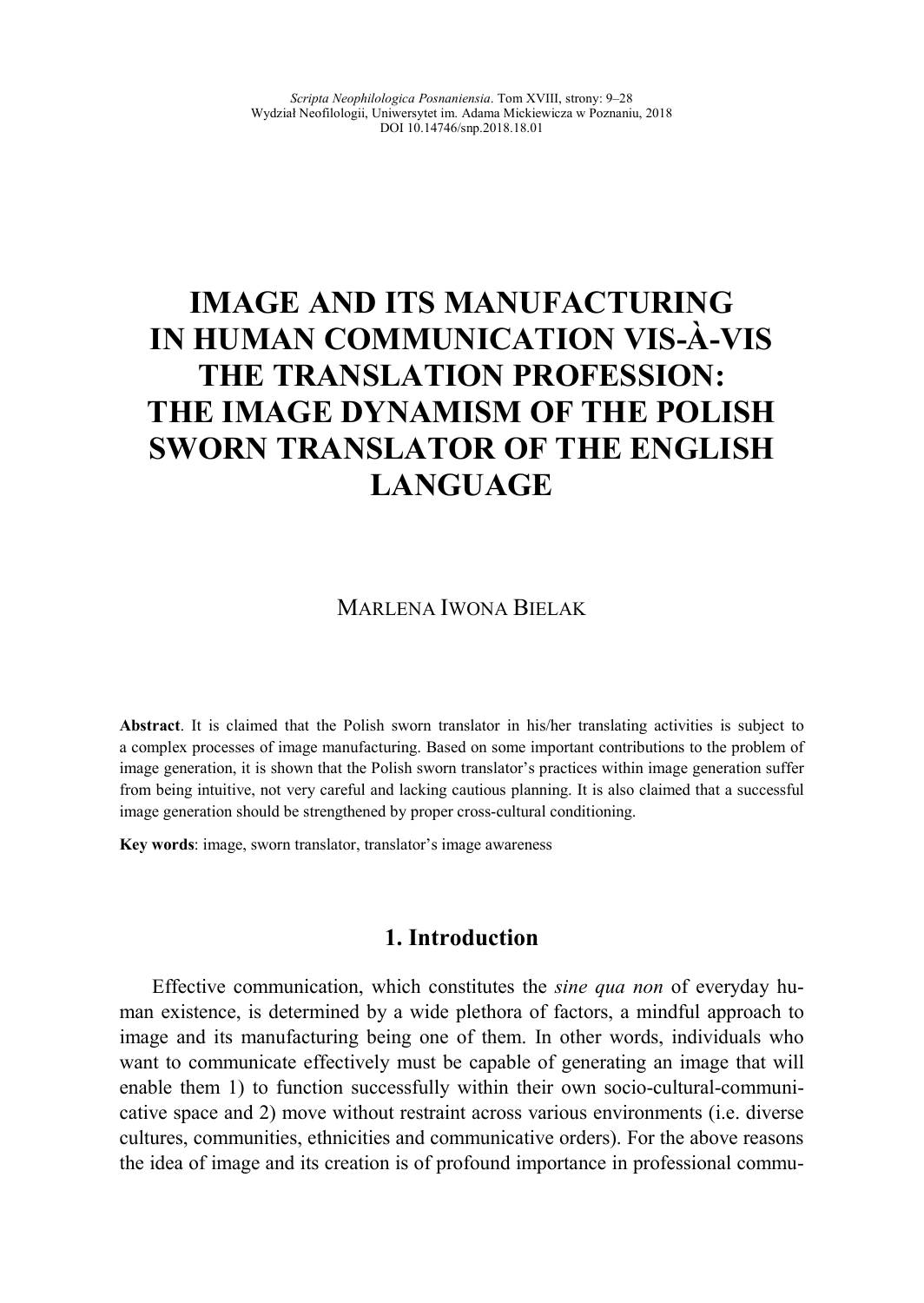*Scripta Neophilologica Posnaniensia*. Tom XVIII, strony: 9–28
Wydział Neofilologii, Uniwersytet im. Adama Mickiewicza w Poznaniu, 2018
DOI 10.14746/snp.2018.18.01

# IMAGE AND ITS MANUFACTURING IN HUMAN COMMUNICATION VIS-À-VIS THE TRANSLATION PROFESSION: THE IMAGE DYNAMISM OF THE POLISH SWORN TRANSLATOR OF THE ENGLISH LANGUAGE

MARLENA IWONA BIELAK

**Abstract**. It is claimed that the Polish sworn translator in his/her translating activities is subject to a complex processes of image manufacturing. Based on some important contributions to the problem of image generation, it is shown that the Polish sworn translator's practices within image generation suffer from being intuitive, not very careful and lacking cautious planning. It is also claimed that a successful image generation should be strengthened by proper cross-cultural conditioning.

**Key words**: image, sworn translator, translator's image awareness

## 1. Introduction

Effective communication, which constitutes the *sine qua non* of everyday human existence, is determined by a wide plethora of factors, a mindful approach to image and its manufacturing being one of them. In other words, individuals who want to communicate effectively must be capable of generating an image that will enable them 1) to function successfully within their own socio-cultural-communicative space and 2) move without restraint across various environments (i.e. diverse cultures, communities, ethnicities and communicative orders). For the above reasons the idea of image and its creation is of profound importance in professional commu-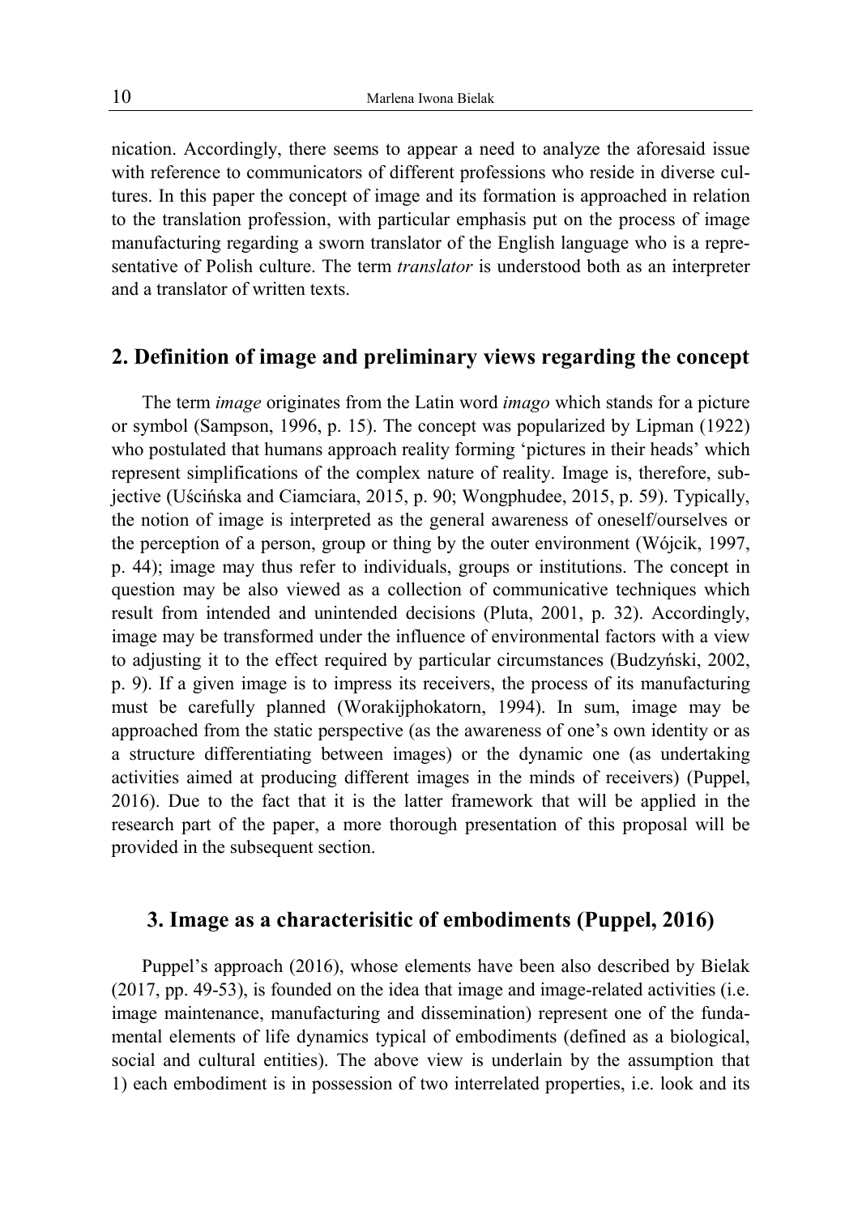nication. Accordingly, there seems to appear a need to analyze the aforesaid issue with reference to communicators of different professions who reside in diverse cultures. In this paper the concept of image and its formation is approached in relation to the translation profession, with particular emphasis put on the process of image manufacturing regarding a sworn translator of the English language who is a representative of Polish culture. The term *translator* is understood both as an interpreter and a translator of written texts.

## 2. Definition of image and preliminary views regarding the concept

The term *image* originates from the Latin word *imago* which stands for a picture or symbol (Sampson, 1996, p. 15). The concept was popularized by Lipman (1922) who postulated that humans approach reality forming 'pictures in their heads' which represent simplifications of the complex nature of reality. Image is, therefore, subjective (Uścińska and Ciamciara, 2015, p. 90; Wongphudee, 2015, p. 59). Typically, the notion of image is interpreted as the general awareness of oneself/ourselves or the perception of a person, group or thing by the outer environment (Wójcik, 1997, p. 44); image may thus refer to individuals, groups or institutions. The concept in question may be also viewed as a collection of communicative techniques which result from intended and unintended decisions (Pluta, 2001, p. 32). Accordingly, image may be transformed under the influence of environmental factors with a view to adjusting it to the effect required by particular circumstances (Budzyński, 2002, p. 9). If a given image is to impress its receivers, the process of its manufacturing must be carefully planned (Worakijphokatorn, 1994). In sum, image may be approached from the static perspective (as the awareness of one's own identity or as a structure differentiating between images) or the dynamic one (as undertaking activities aimed at producing different images in the minds of receivers) (Puppel, 2016). Due to the fact that it is the latter framework that will be applied in the research part of the paper, a more thorough presentation of this proposal will be provided in the subsequent section.

## 3. Image as a characterisitic of embodiments (Puppel, 2016)

Puppel's approach (2016), whose elements have been also described by Bielak (2017, pp. 49-53), is founded on the idea that image and image-related activities (i.e. image maintenance, manufacturing and dissemination) represent one of the fundamental elements of life dynamics typical of embodiments (defined as a biological, social and cultural entities). The above view is underlain by the assumption that 1) each embodiment is in possession of two interrelated properties, i.e. look and its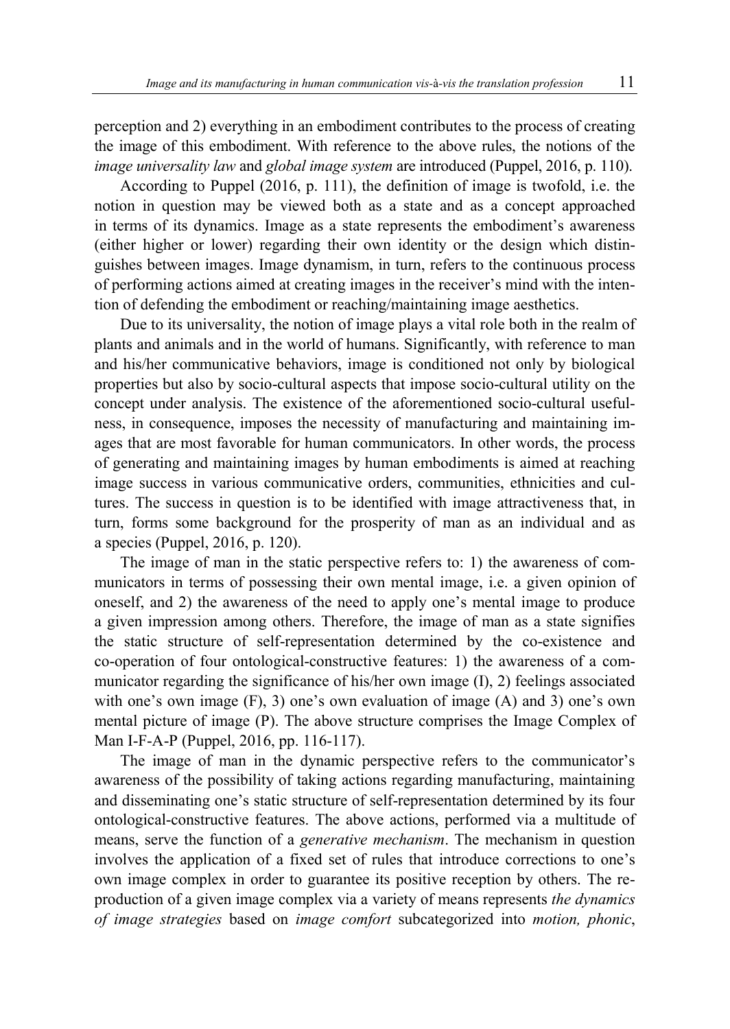perception and 2) everything in an embodiment contributes to the process of creating the image of this embodiment. With reference to the above rules, the notions of the *image universality law* and *global image system* are introduced (Puppel, 2016, p. 110).

According to Puppel (2016, p. 111), the definition of image is twofold, i.e. the notion in question may be viewed both as a state and as a concept approached in terms of its dynamics. Image as a state represents the embodiment's awareness (either higher or lower) regarding their own identity or the design which distinguishes between images. Image dynamism, in turn, refers to the continuous process of performing actions aimed at creating images in the receiver's mind with the intention of defending the embodiment or reaching/maintaining image aesthetics.

Due to its universality, the notion of image plays a vital role both in the realm of plants and animals and in the world of humans. Significantly, with reference to man and his/her communicative behaviors, image is conditioned not only by biological properties but also by socio-cultural aspects that impose socio-cultural utility on the concept under analysis. The existence of the aforementioned socio-cultural usefulness, in consequence, imposes the necessity of manufacturing and maintaining images that are most favorable for human communicators. In other words, the process of generating and maintaining images by human embodiments is aimed at reaching image success in various communicative orders, communities, ethnicities and cultures. The success in question is to be identified with image attractiveness that, in turn, forms some background for the prosperity of man as an individual and as a species (Puppel, 2016, p. 120).

The image of man in the static perspective refers to: 1) the awareness of communicators in terms of possessing their own mental image, i.e. a given opinion of oneself, and 2) the awareness of the need to apply one's mental image to produce a given impression among others. Therefore, the image of man as a state signifies the static structure of self-representation determined by the co-existence and co-operation of four ontological-constructive features: 1) the awareness of a communicator regarding the significance of his/her own image (I), 2) feelings associated with one's own image (F), 3) one's own evaluation of image (A) and 3) one's own mental picture of image (P). The above structure comprises the Image Complex of Man I-F-A-P (Puppel, 2016, pp. 116-117).

The image of man in the dynamic perspective refers to the communicator's awareness of the possibility of taking actions regarding manufacturing, maintaining and disseminating one's static structure of self-representation determined by its four ontological-constructive features. The above actions, performed via a multitude of means, serve the function of a *generative mechanism*. The mechanism in question involves the application of a fixed set of rules that introduce corrections to one's own image complex in order to guarantee its positive reception by others. The reproduction of a given image complex via a variety of means represents *the dynamics of image strategies* based on *image comfort* subcategorized into *motion, phonic*,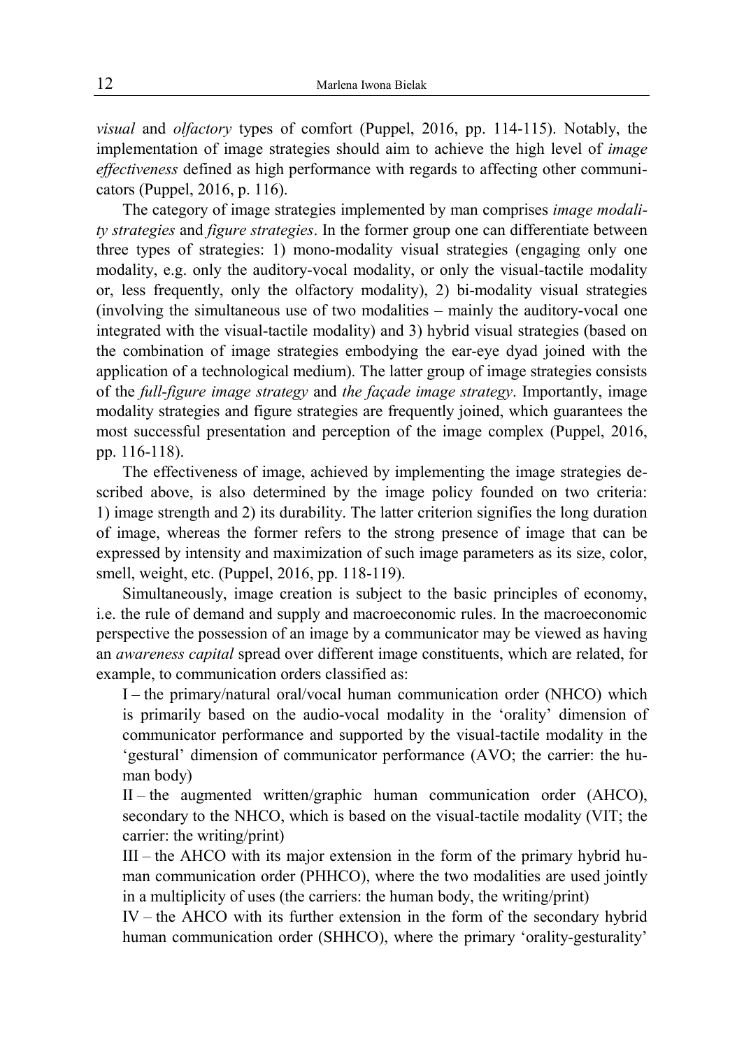*visual* and *olfactory* types of comfort (Puppel, 2016, pp. 114-115). Notably, the implementation of image strategies should aim to achieve the high level of *image effectiveness* defined as high performance with regards to affecting other communicators (Puppel, 2016, p. 116).

The category of image strategies implemented by man comprises *image modality strategies* and *figure strategies*. In the former group one can differentiate between three types of strategies: 1) mono-modality visual strategies (engaging only one modality, e.g. only the auditory-vocal modality, or only the visual-tactile modality or, less frequently, only the olfactory modality), 2) bi-modality visual strategies (involving the simultaneous use of two modalities – mainly the auditory-vocal one integrated with the visual-tactile modality) and 3) hybrid visual strategies (based on the combination of image strategies embodying the ear-eye dyad joined with the application of a technological medium). The latter group of image strategies consists of the *full-figure image strategy* and *the façade image strategy*. Importantly, image modality strategies and figure strategies are frequently joined, which guarantees the most successful presentation and perception of the image complex (Puppel, 2016, pp. 116-118).

The effectiveness of image, achieved by implementing the image strategies described above, is also determined by the image policy founded on two criteria: 1) image strength and 2) its durability. The latter criterion signifies the long duration of image, whereas the former refers to the strong presence of image that can be expressed by intensity and maximization of such image parameters as its size, color, smell, weight, etc. (Puppel, 2016, pp. 118-119).

Simultaneously, image creation is subject to the basic principles of economy, i.e. the rule of demand and supply and macroeconomic rules. In the macroeconomic perspective the possession of an image by a communicator may be viewed as having an *awareness capital* spread over different image constituents, which are related, for example, to communication orders classified as:

I – the primary/natural oral/vocal human communication order (NHCO) which is primarily based on the audio-vocal modality in the 'orality' dimension of communicator performance and supported by the visual-tactile modality in the 'gestural' dimension of communicator performance (AVO; the carrier: the human body)

II – the augmented written/graphic human communication order (AHCO), secondary to the NHCO, which is based on the visual-tactile modality (VIT; the carrier: the writing/print)

III – the AHCO with its major extension in the form of the primary hybrid human communication order (PHHCO), where the two modalities are used jointly in a multiplicity of uses (the carriers: the human body, the writing/print)

IV – the AHCO with its further extension in the form of the secondary hybrid human communication order (SHHCO), where the primary 'orality-gesturality'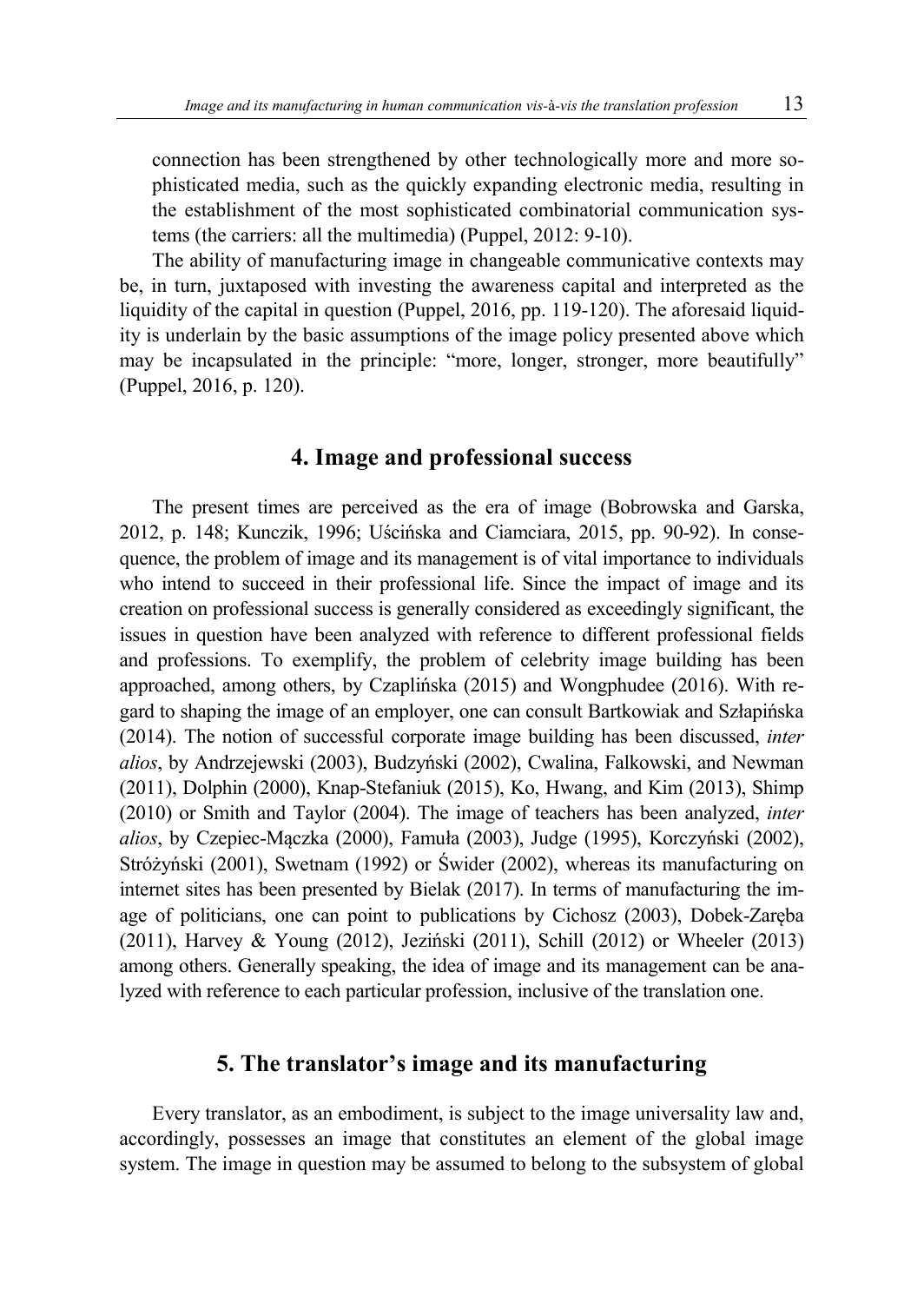connection has been strengthened by other technologically more and more sophisticated media, such as the quickly expanding electronic media, resulting in the establishment of the most sophisticated combinatorial communication systems (the carriers: all the multimedia) (Puppel, 2012: 9-10).

The ability of manufacturing image in changeable communicative contexts may be, in turn, juxtaposed with investing the awareness capital and interpreted as the liquidity of the capital in question (Puppel, 2016, pp. 119-120). The aforesaid liquidity is underlain by the basic assumptions of the image policy presented above which may be incapsulated in the principle: "more, longer, stronger, more beautifully" (Puppel, 2016, p. 120).

## 4. Image and professional success

The present times are perceived as the era of image (Bobrowska and Garska, 2012, p. 148; Kunczik, 1996; Uścińska and Ciamciara, 2015, pp. 90-92). In consequence, the problem of image and its management is of vital importance to individuals who intend to succeed in their professional life. Since the impact of image and its creation on professional success is generally considered as exceedingly significant, the issues in question have been analyzed with reference to different professional fields and professions. To exemplify, the problem of celebrity image building has been approached, among others, by Czaplińska (2015) and Wongphudee (2016). With regard to shaping the image of an employer, one can consult Bartkowiak and Szłapińska (2014). The notion of successful corporate image building has been discussed, *inter alios*, by Andrzejewski (2003), Budzyński (2002), Cwalina, Falkowski, and Newman (2011), Dolphin (2000), Knap-Stefaniuk (2015), Ko, Hwang, and Kim (2013), Shimp (2010) or Smith and Taylor (2004). The image of teachers has been analyzed, *inter alios*, by Czepiec-Mączka (2000), Famuła (2003), Judge (1995), Korczyński (2002), Stróżyński (2001), Swetnam (1992) or Świder (2002), whereas its manufacturing on internet sites has been presented by Bielak (2017). In terms of manufacturing the image of politicians, one can point to publications by Cichosz (2003), Dobek-Zaręba (2011), Harvey & Young (2012), Jeziński (2011), Schill (2012) or Wheeler (2013) among others. Generally speaking, the idea of image and its management can be analyzed with reference to each particular profession, inclusive of the translation one.

## 5. The translator's image and its manufacturing

Every translator, as an embodiment, is subject to the image universality law and, accordingly, possesses an image that constitutes an element of the global image system. The image in question may be assumed to belong to the subsystem of global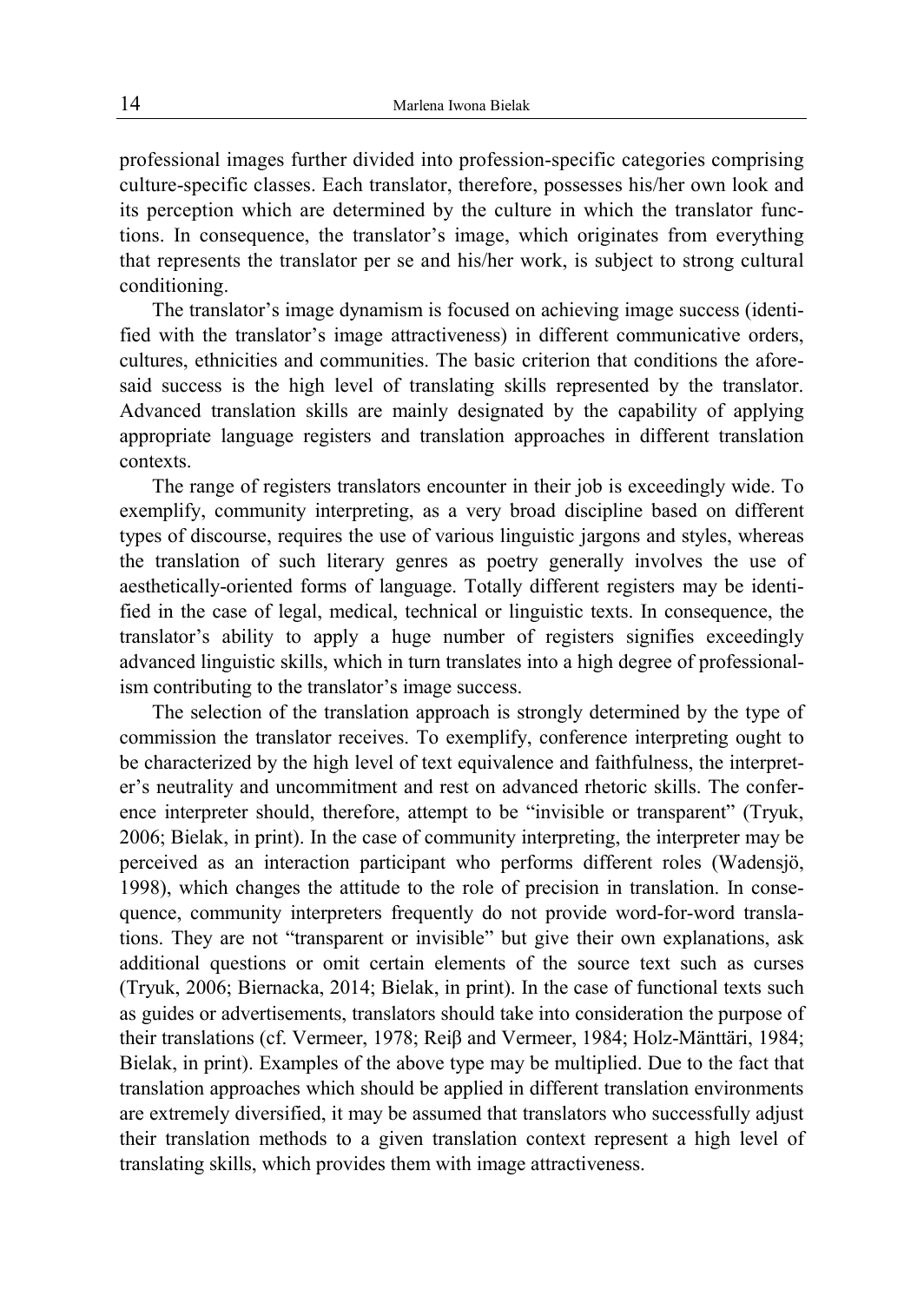professional images further divided into profession-specific categories comprising culture-specific classes. Each translator, therefore, possesses his/her own look and its perception which are determined by the culture in which the translator functions. In consequence, the translator's image, which originates from everything that represents the translator per se and his/her work, is subject to strong cultural conditioning.

The translator's image dynamism is focused on achieving image success (identified with the translator's image attractiveness) in different communicative orders, cultures, ethnicities and communities. The basic criterion that conditions the aforesaid success is the high level of translating skills represented by the translator. Advanced translation skills are mainly designated by the capability of applying appropriate language registers and translation approaches in different translation contexts.

The range of registers translators encounter in their job is exceedingly wide. To exemplify, community interpreting, as a very broad discipline based on different types of discourse, requires the use of various linguistic jargons and styles, whereas the translation of such literary genres as poetry generally involves the use of aesthetically-oriented forms of language. Totally different registers may be identified in the case of legal, medical, technical or linguistic texts. In consequence, the translator's ability to apply a huge number of registers signifies exceedingly advanced linguistic skills, which in turn translates into a high degree of professionalism contributing to the translator's image success.

The selection of the translation approach is strongly determined by the type of commission the translator receives. To exemplify, conference interpreting ought to be characterized by the high level of text equivalence and faithfulness, the interpreter's neutrality and uncommitment and rest on advanced rhetoric skills. The conference interpreter should, therefore, attempt to be "invisible or transparent" (Tryuk, 2006; Bielak, in print). In the case of community interpreting, the interpreter may be perceived as an interaction participant who performs different roles (Wadensjö, 1998), which changes the attitude to the role of precision in translation. In consequence, community interpreters frequently do not provide word-for-word translations. They are not "transparent or invisible" but give their own explanations, ask additional questions or omit certain elements of the source text such as curses (Tryuk, 2006; Biernacka, 2014; Bielak, in print). In the case of functional texts such as guides or advertisements, translators should take into consideration the purpose of their translations (cf. Vermeer, 1978; Reiβ and Vermeer, 1984; Holz-Mänttäri, 1984; Bielak, in print). Examples of the above type may be multiplied. Due to the fact that translation approaches which should be applied in different translation environments are extremely diversified, it may be assumed that translators who successfully adjust their translation methods to a given translation context represent a high level of translating skills, which provides them with image attractiveness.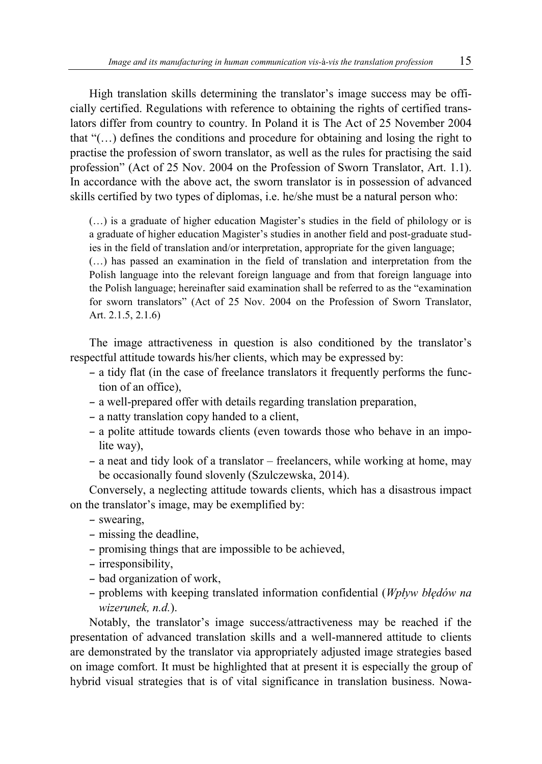High translation skills determining the translator's image success may be officially certified. Regulations with reference to obtaining the rights of certified translators differ from country to country. In Poland it is The Act of 25 November 2004 that "(…) defines the conditions and procedure for obtaining and losing the right to practise the profession of sworn translator, as well as the rules for practising the said profession" (Act of 25 Nov. 2004 on the Profession of Sworn Translator, Art. 1.1). In accordance with the above act, the sworn translator is in possession of advanced skills certified by two types of diplomas, i.e. he/she must be a natural person who:

> (…) is a graduate of higher education Magister's studies in the field of philology or is a graduate of higher education Magister's studies in another field and post-graduate studies in the field of translation and/or interpretation, appropriate for the given language;
> (…) has passed an examination in the field of translation and interpretation from the Polish language into the relevant foreign language and from that foreign language into the Polish language; hereinafter said examination shall be referred to as the "examination for sworn translators" (Act of 25 Nov. 2004 on the Profession of Sworn Translator, Art. 2.1.5, 2.1.6)

The image attractiveness in question is also conditioned by the translator's respectful attitude towards his/her clients, which may be expressed by:

- a tidy flat (in the case of freelance translators it frequently performs the function of an office),
- a well-prepared offer with details regarding translation preparation,
- a natty translation copy handed to a client,
- a polite attitude towards clients (even towards those who behave in an impolite way),
- a neat and tidy look of a translator – freelancers, while working at home, may be occasionally found slovenly (Szulczewska, 2014).

Conversely, a neglecting attitude towards clients, which has a disastrous impact on the translator's image, may be exemplified by:

- swearing,
- missing the deadline,
- promising things that are impossible to be achieved,
- irresponsibility,
- bad organization of work,
- problems with keeping translated information confidential (*Wpływ błędów na wizerunek, n.d.*).

Notably, the translator's image success/attractiveness may be reached if the presentation of advanced translation skills and a well-mannered attitude to clients are demonstrated by the translator via appropriately adjusted image strategies based on image comfort. It must be highlighted that at present it is especially the group of hybrid visual strategies that is of vital significance in translation business. Nowa-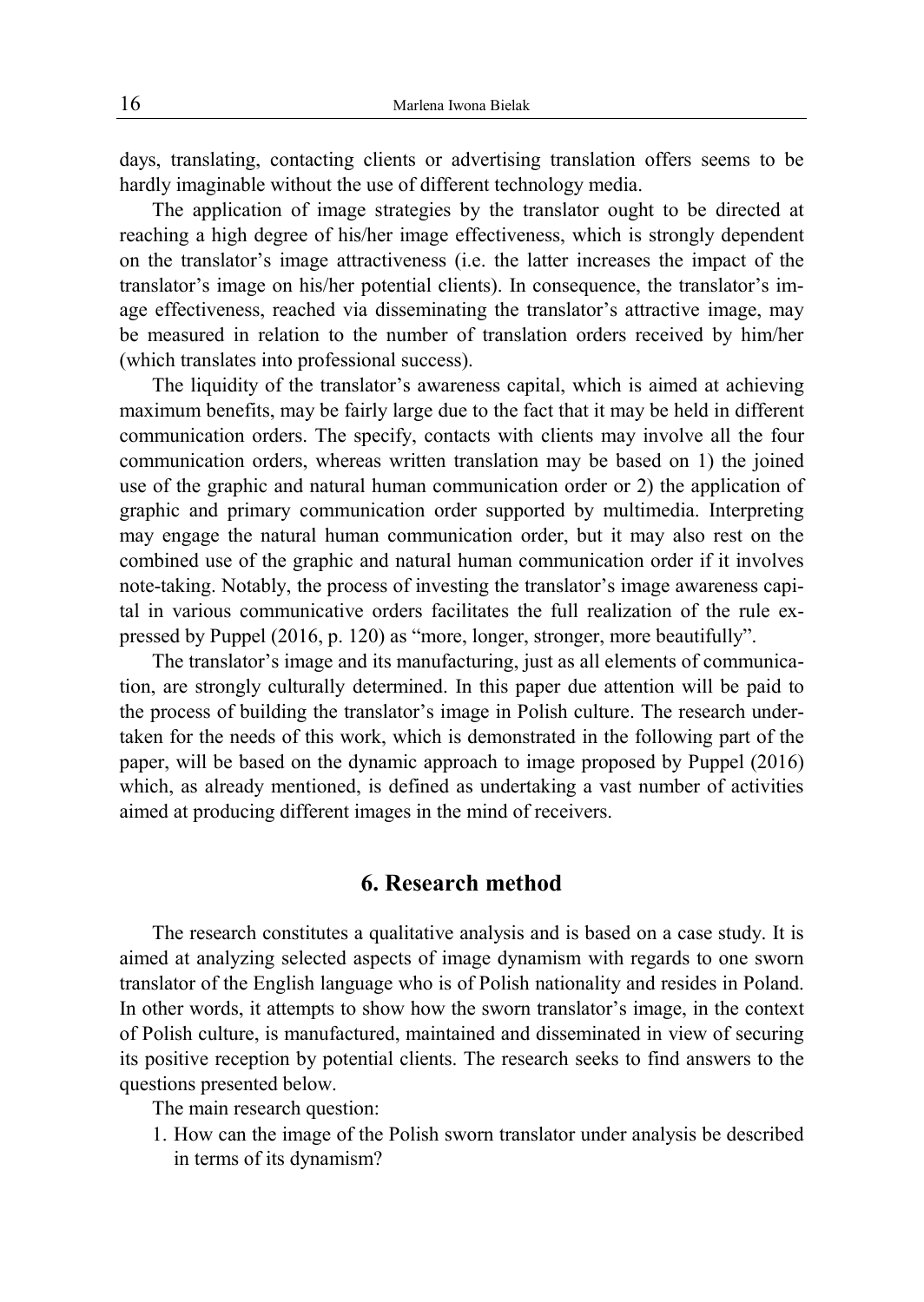days, translating, contacting clients or advertising translation offers seems to be hardly imaginable without the use of different technology media.

The application of image strategies by the translator ought to be directed at reaching a high degree of his/her image effectiveness, which is strongly dependent on the translator's image attractiveness (i.e. the latter increases the impact of the translator's image on his/her potential clients). In consequence, the translator's image effectiveness, reached via disseminating the translator's attractive image, may be measured in relation to the number of translation orders received by him/her (which translates into professional success).

The liquidity of the translator's awareness capital, which is aimed at achieving maximum benefits, may be fairly large due to the fact that it may be held in different communication orders. The specify, contacts with clients may involve all the four communication orders, whereas written translation may be based on 1) the joined use of the graphic and natural human communication order or 2) the application of graphic and primary communication order supported by multimedia. Interpreting may engage the natural human communication order, but it may also rest on the combined use of the graphic and natural human communication order if it involves note-taking. Notably, the process of investing the translator's image awareness capital in various communicative orders facilitates the full realization of the rule expressed by Puppel (2016, p. 120) as "more, longer, stronger, more beautifully".

The translator's image and its manufacturing, just as all elements of communication, are strongly culturally determined. In this paper due attention will be paid to the process of building the translator's image in Polish culture. The research undertaken for the needs of this work, which is demonstrated in the following part of the paper, will be based on the dynamic approach to image proposed by Puppel (2016) which, as already mentioned, is defined as undertaking a vast number of activities aimed at producing different images in the mind of receivers.

## 6. Research method

The research constitutes a qualitative analysis and is based on a case study. It is aimed at analyzing selected aspects of image dynamism with regards to one sworn translator of the English language who is of Polish nationality and resides in Poland. In other words, it attempts to show how the sworn translator's image, in the context of Polish culture, is manufactured, maintained and disseminated in view of securing its positive reception by potential clients. The research seeks to find answers to the questions presented below.

The main research question:

1. How can the image of the Polish sworn translator under analysis be described in terms of its dynamism?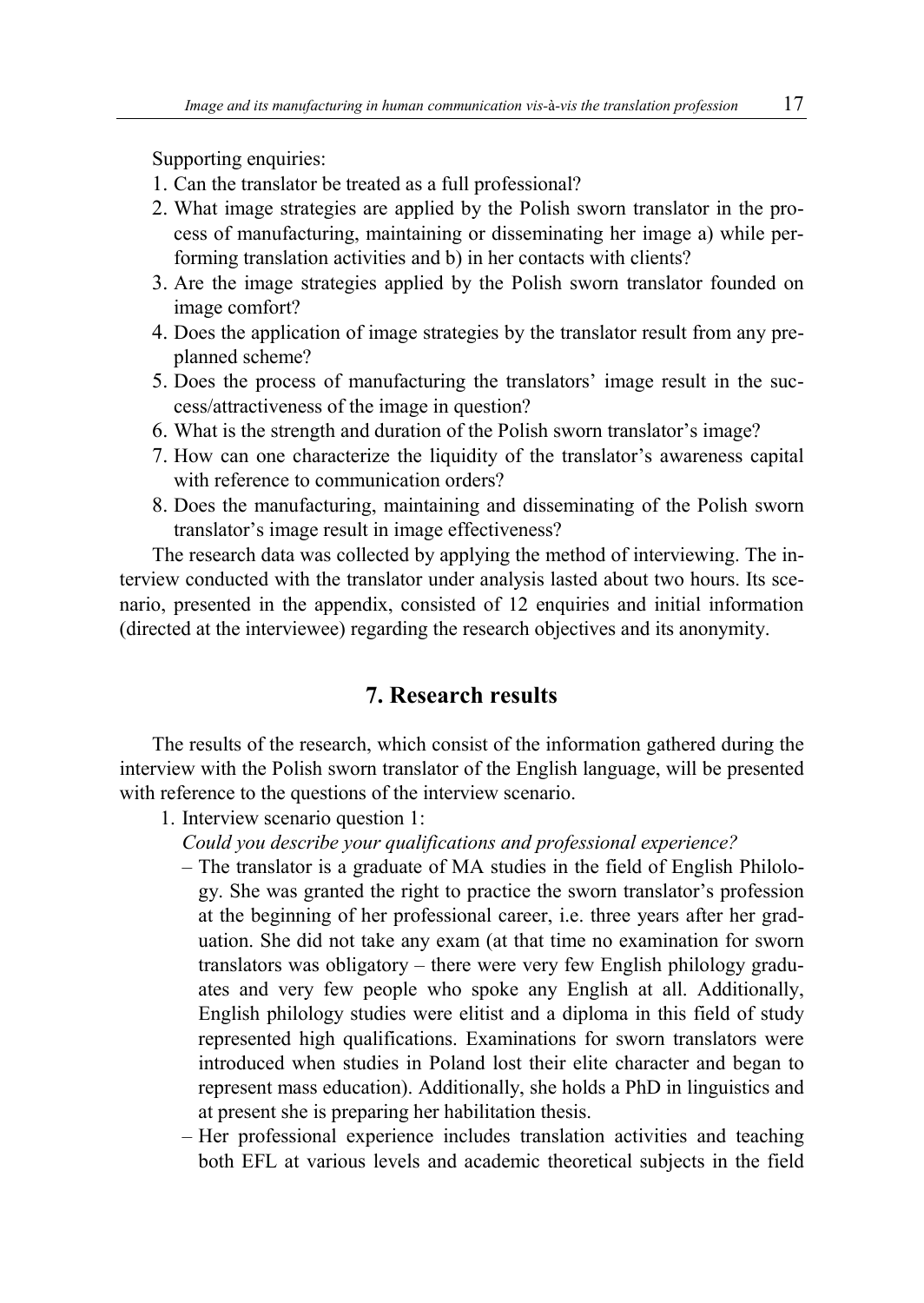Supporting enquiries:

1. Can the translator be treated as a full professional?
2. What image strategies are applied by the Polish sworn translator in the process of manufacturing, maintaining or disseminating her image a) while performing translation activities and b) in her contacts with clients?
3. Are the image strategies applied by the Polish sworn translator founded on image comfort?
4. Does the application of image strategies by the translator result from any preplanned scheme?
5. Does the process of manufacturing the translators' image result in the success/attractiveness of the image in question?
6. What is the strength and duration of the Polish sworn translator's image?
7. How can one characterize the liquidity of the translator's awareness capital with reference to communication orders?
8. Does the manufacturing, maintaining and disseminating of the Polish sworn translator's image result in image effectiveness?

The research data was collected by applying the method of interviewing. The interview conducted with the translator under analysis lasted about two hours. Its scenario, presented in the appendix, consisted of 12 enquiries and initial information (directed at the interviewee) regarding the research objectives and its anonymity.

## 7. Research results

The results of the research, which consist of the information gathered during the interview with the Polish sworn translator of the English language, will be presented with reference to the questions of the interview scenario.

1. Interview scenario question 1:

   *Could you describe your qualifications and professional experience?*

   – The translator is a graduate of MA studies in the field of English Philology. She was granted the right to practice the sworn translator's profession at the beginning of her professional career, i.e. three years after her graduation. She did not take any exam (at that time no examination for sworn translators was obligatory – there were very few English philology graduates and very few people who spoke any English at all. Additionally, English philology studies were elitist and a diploma in this field of study represented high qualifications. Examinations for sworn translators were introduced when studies in Poland lost their elite character and began to represent mass education). Additionally, she holds a PhD in linguistics and at present she is preparing her habilitation thesis.

   – Her professional experience includes translation activities and teaching both EFL at various levels and academic theoretical subjects in the field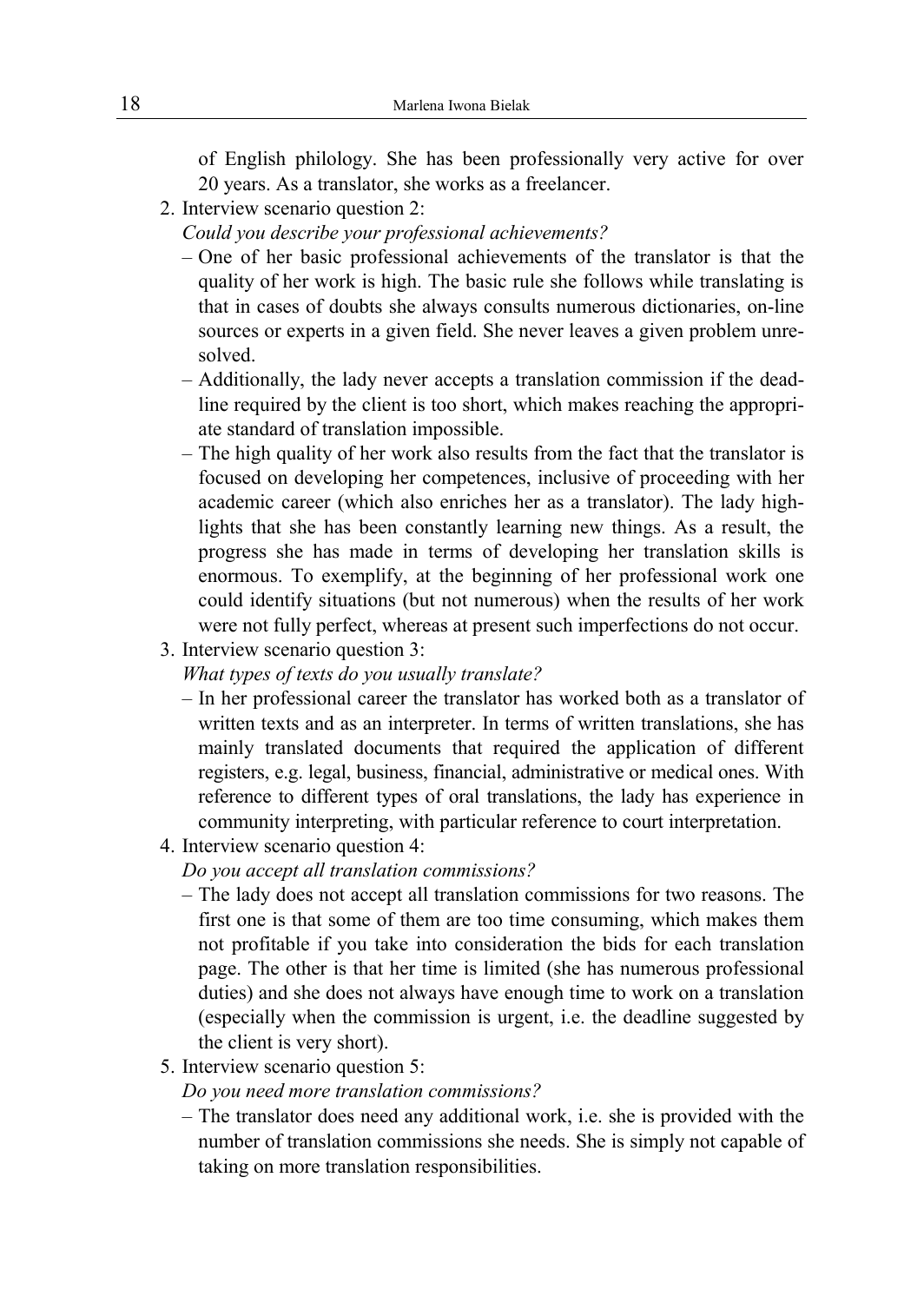of English philology. She has been professionally very active for over 20 years. As a translator, she works as a freelancer.

2. Interview scenario question 2:

   *Could you describe your professional achievements?*

   – One of her basic professional achievements of the translator is that the quality of her work is high. The basic rule she follows while translating is that in cases of doubts she always consults numerous dictionaries, on-line sources or experts in a given field. She never leaves a given problem unresolved.

   – Additionally, the lady never accepts a translation commission if the deadline required by the client is too short, which makes reaching the appropriate standard of translation impossible.

   – The high quality of her work also results from the fact that the translator is focused on developing her competences, inclusive of proceeding with her academic career (which also enriches her as a translator). The lady highlights that she has been constantly learning new things. As a result, the progress she has made in terms of developing her translation skills is enormous. To exemplify, at the beginning of her professional work one could identify situations (but not numerous) when the results of her work were not fully perfect, whereas at present such imperfections do not occur.

3. Interview scenario question 3:

   *What types of texts do you usually translate?*

   – In her professional career the translator has worked both as a translator of written texts and as an interpreter. In terms of written translations, she has mainly translated documents that required the application of different registers, e.g. legal, business, financial, administrative or medical ones. With reference to different types of oral translations, the lady has experience in community interpreting, with particular reference to court interpretation.

4. Interview scenario question 4:

   *Do you accept all translation commissions?*

   – The lady does not accept all translation commissions for two reasons. The first one is that some of them are too time consuming, which makes them not profitable if you take into consideration the bids for each translation page. The other is that her time is limited (she has numerous professional duties) and she does not always have enough time to work on a translation (especially when the commission is urgent, i.e. the deadline suggested by the client is very short).

5. Interview scenario question 5:

   *Do you need more translation commissions?*

   – The translator does need any additional work, i.e. she is provided with the number of translation commissions she needs. She is simply not capable of taking on more translation responsibilities.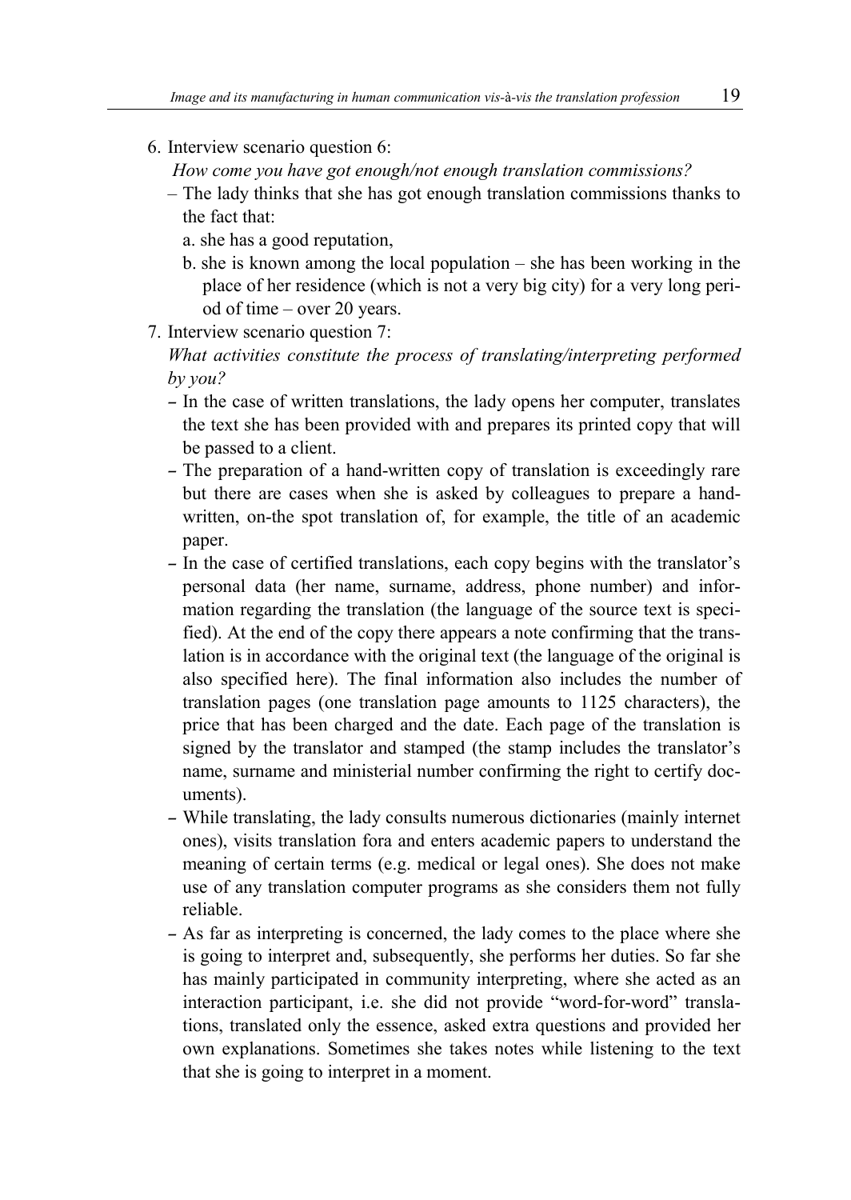6. Interview scenario question 6:

   *How come you have got enough/not enough translation commissions?*

   – The lady thinks that she has got enough translation commissions thanks to the fact that:

     a. she has a good reputation,

     b. she is known among the local population – she has been working in the place of her residence (which is not a very big city) for a very long period of time – over 20 years.

7. Interview scenario question 7:

   *What activities constitute the process of translating/interpreting performed by you?*

   – In the case of written translations, the lady opens her computer, translates the text she has been provided with and prepares its printed copy that will be passed to a client.

   – The preparation of a hand-written copy of translation is exceedingly rare but there are cases when she is asked by colleagues to prepare a hand-written, on-the spot translation of, for example, the title of an academic paper.

   – In the case of certified translations, each copy begins with the translator's personal data (her name, surname, address, phone number) and information regarding the translation (the language of the source text is specified). At the end of the copy there appears a note confirming that the translation is in accordance with the original text (the language of the original is also specified here). The final information also includes the number of translation pages (one translation page amounts to 1125 characters), the price that has been charged and the date. Each page of the translation is signed by the translator and stamped (the stamp includes the translator's name, surname and ministerial number confirming the right to certify documents).

   – While translating, the lady consults numerous dictionaries (mainly internet ones), visits translation fora and enters academic papers to understand the meaning of certain terms (e.g. medical or legal ones). She does not make use of any translation computer programs as she considers them not fully reliable.

   – As far as interpreting is concerned, the lady comes to the place where she is going to interpret and, subsequently, she performs her duties. So far she has mainly participated in community interpreting, where she acted as an interaction participant, i.e. she did not provide "word-for-word" translations, translated only the essence, asked extra questions and provided her own explanations. Sometimes she takes notes while listening to the text that she is going to interpret in a moment.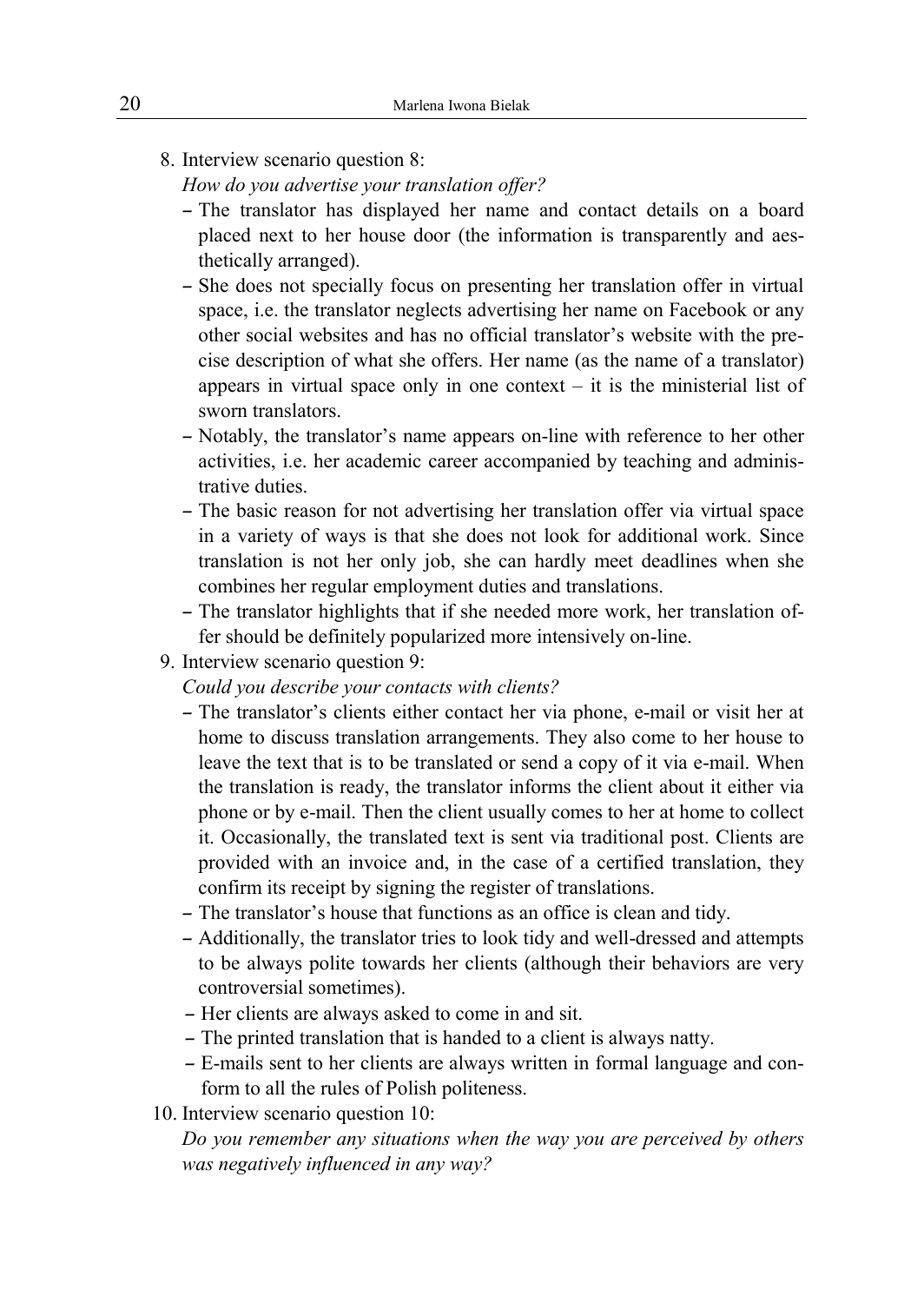8. Interview scenario question 8:

   *How do you advertise your translation offer?*

   - The translator has displayed her name and contact details on a board placed next to her house door (the information is transparently and aesthetically arranged).
   - She does not specially focus on presenting her translation offer in virtual space, i.e. the translator neglects advertising her name on Facebook or any other social websites and has no official translator's website with the precise description of what she offers. Her name (as the name of a translator) appears in virtual space only in one context – it is the ministerial list of sworn translators.
   - Notably, the translator's name appears on-line with reference to her other activities, i.e. her academic career accompanied by teaching and administrative duties.
   - The basic reason for not advertising her translation offer via virtual space in a variety of ways is that she does not look for additional work. Since translation is not her only job, she can hardly meet deadlines when she combines her regular employment duties and translations.
   - The translator highlights that if she needed more work, her translation offer should be definitely popularized more intensively on-line.

9. Interview scenario question 9:

   *Could you describe your contacts with clients?*

   - The translator's clients either contact her via phone, e-mail or visit her at home to discuss translation arrangements. They also come to her house to leave the text that is to be translated or send a copy of it via e-mail. When the translation is ready, the translator informs the client about it either via phone or by e-mail. Then the client usually comes to her at home to collect it. Occasionally, the translated text is sent via traditional post. Clients are provided with an invoice and, in the case of a certified translation, they confirm its receipt by signing the register of translations.
   - The translator's house that functions as an office is clean and tidy.
   - Additionally, the translator tries to look tidy and well-dressed and attempts to be always polite towards her clients (although their behaviors are very controversial sometimes).
   - Her clients are always asked to come in and sit.
   - The printed translation that is handed to a client is always natty.
   - E-mails sent to her clients are always written in formal language and conform to all the rules of Polish politeness.

10. Interview scenario question 10:

    *Do you remember any situations when the way you are perceived by others was negatively influenced in any way?*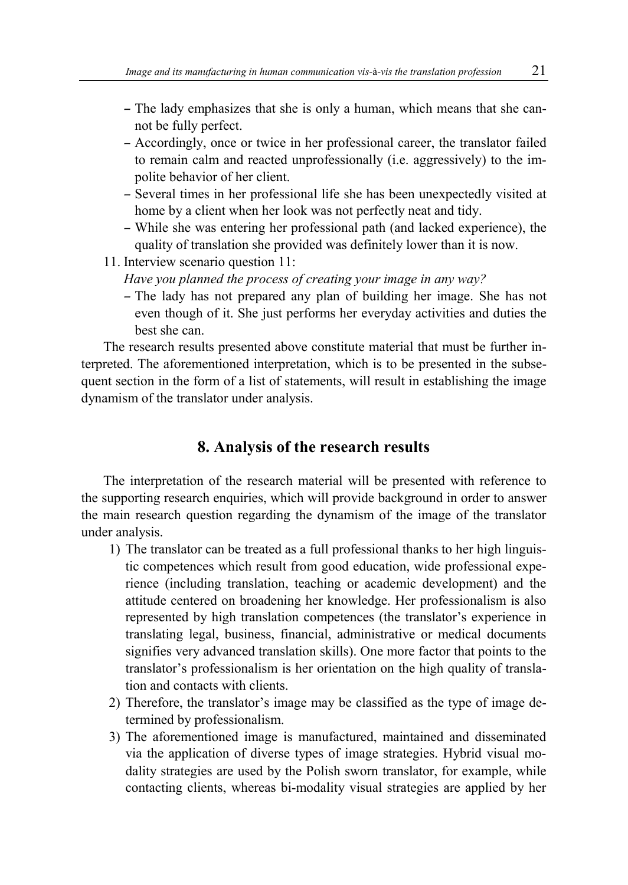- The lady emphasizes that she is only a human, which means that she cannot be fully perfect.
- Accordingly, once or twice in her professional career, the translator failed to remain calm and reacted unprofessionally (i.e. aggressively) to the impolite behavior of her client.
- Several times in her professional life she has been unexpectedly visited at home by a client when her look was not perfectly neat and tidy.
- While she was entering her professional path (and lacked experience), the quality of translation she provided was definitely lower than it is now.

11. Interview scenario question 11:

    *Have you planned the process of creating your image in any way?*

    - The lady has not prepared any plan of building her image. She has not even though of it. She just performs her everyday activities and duties the best she can.

The research results presented above constitute material that must be further interpreted. The aforementioned interpretation, which is to be presented in the subsequent section in the form of a list of statements, will result in establishing the image dynamism of the translator under analysis.

## 8. Analysis of the research results

The interpretation of the research material will be presented with reference to the supporting research enquiries, which will provide background in order to answer the main research question regarding the dynamism of the image of the translator under analysis.

1) The translator can be treated as a full professional thanks to her high linguistic competences which result from good education, wide professional experience (including translation, teaching or academic development) and the attitude centered on broadening her knowledge. Her professionalism is also represented by high translation competences (the translator's experience in translating legal, business, financial, administrative or medical documents signifies very advanced translation skills). One more factor that points to the translator's professionalism is her orientation on the high quality of translation and contacts with clients.
2) Therefore, the translator's image may be classified as the type of image determined by professionalism.
3) The aforementioned image is manufactured, maintained and disseminated via the application of diverse types of image strategies. Hybrid visual modality strategies are used by the Polish sworn translator, for example, while contacting clients, whereas bi-modality visual strategies are applied by her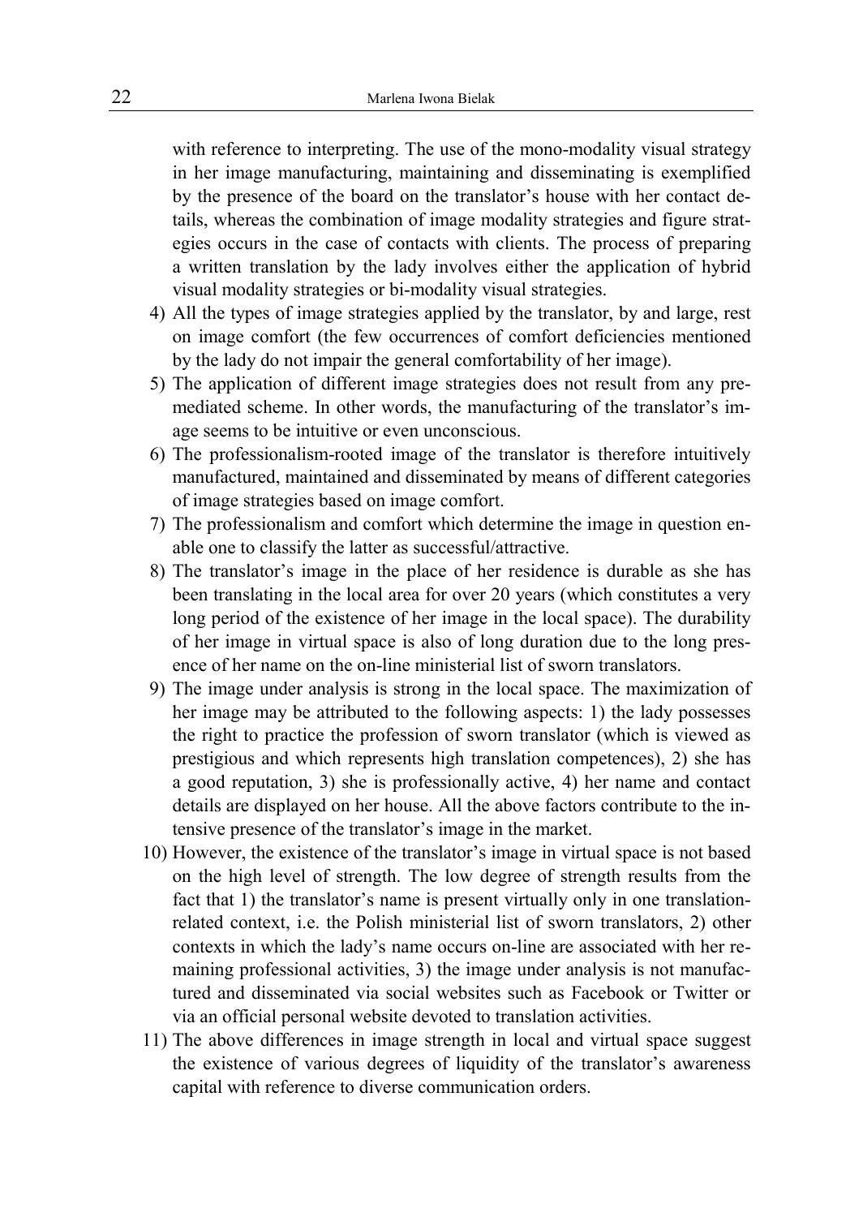with reference to interpreting. The use of the mono-modality visual strategy in her image manufacturing, maintaining and disseminating is exemplified by the presence of the board on the translator's house with her contact details, whereas the combination of image modality strategies and figure strategies occurs in the case of contacts with clients. The process of preparing a written translation by the lady involves either the application of hybrid visual modality strategies or bi-modality visual strategies.

4) All the types of image strategies applied by the translator, by and large, rest on image comfort (the few occurrences of comfort deficiencies mentioned by the lady do not impair the general comfortability of her image).
5) The application of different image strategies does not result from any premediated scheme. In other words, the manufacturing of the translator's image seems to be intuitive or even unconscious.
6) The professionalism-rooted image of the translator is therefore intuitively manufactured, maintained and disseminated by means of different categories of image strategies based on image comfort.
7) The professionalism and comfort which determine the image in question enable one to classify the latter as successful/attractive.
8) The translator's image in the place of her residence is durable as she has been translating in the local area for over 20 years (which constitutes a very long period of the existence of her image in the local space). The durability of her image in virtual space is also of long duration due to the long presence of her name on the on-line ministerial list of sworn translators.
9) The image under analysis is strong in the local space. The maximization of her image may be attributed to the following aspects: 1) the lady possesses the right to practice the profession of sworn translator (which is viewed as prestigious and which represents high translation competences), 2) she has a good reputation, 3) she is professionally active, 4) her name and contact details are displayed on her house. All the above factors contribute to the intensive presence of the translator's image in the market.
10) However, the existence of the translator's image in virtual space is not based on the high level of strength. The low degree of strength results from the fact that 1) the translator's name is present virtually only in one translation-related context, i.e. the Polish ministerial list of sworn translators, 2) other contexts in which the lady's name occurs on-line are associated with her remaining professional activities, 3) the image under analysis is not manufactured and disseminated via social websites such as Facebook or Twitter or via an official personal website devoted to translation activities.
11) The above differences in image strength in local and virtual space suggest the existence of various degrees of liquidity of the translator's awareness capital with reference to diverse communication orders.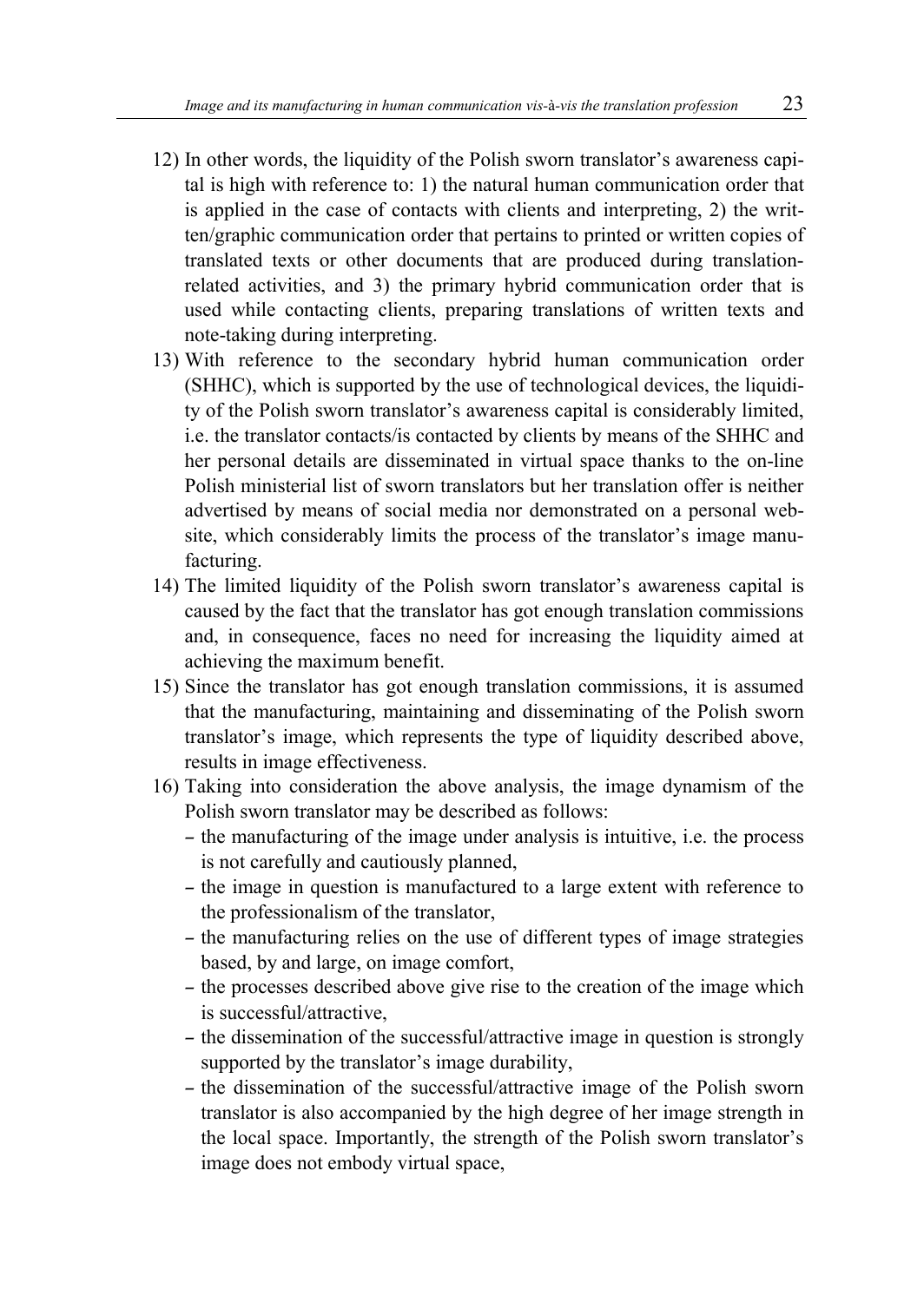12) In other words, the liquidity of the Polish sworn translator's awareness capital is high with reference to: 1) the natural human communication order that is applied in the case of contacts with clients and interpreting, 2) the written/graphic communication order that pertains to printed or written copies of translated texts or other documents that are produced during translation-related activities, and 3) the primary hybrid communication order that is used while contacting clients, preparing translations of written texts and note-taking during interpreting.
13) With reference to the secondary hybrid human communication order (SHHC), which is supported by the use of technological devices, the liquidity of the Polish sworn translator's awareness capital is considerably limited, i.e. the translator contacts/is contacted by clients by means of the SHHC and her personal details are disseminated in virtual space thanks to the on-line Polish ministerial list of sworn translators but her translation offer is neither advertised by means of social media nor demonstrated on a personal website, which considerably limits the process of the translator's image manufacturing.
14) The limited liquidity of the Polish sworn translator's awareness capital is caused by the fact that the translator has got enough translation commissions and, in consequence, faces no need for increasing the liquidity aimed at achieving the maximum benefit.
15) Since the translator has got enough translation commissions, it is assumed that the manufacturing, maintaining and disseminating of the Polish sworn translator's image, which represents the type of liquidity described above, results in image effectiveness.
16) Taking into consideration the above analysis, the image dynamism of the Polish sworn translator may be described as follows:
    - the manufacturing of the image under analysis is intuitive, i.e. the process is not carefully and cautiously planned,
    - the image in question is manufactured to a large extent with reference to the professionalism of the translator,
    - the manufacturing relies on the use of different types of image strategies based, by and large, on image comfort,
    - the processes described above give rise to the creation of the image which is successful/attractive,
    - the dissemination of the successful/attractive image in question is strongly supported by the translator's image durability,
    - the dissemination of the successful/attractive image of the Polish sworn translator is also accompanied by the high degree of her image strength in the local space. Importantly, the strength of the Polish sworn translator's image does not embody virtual space,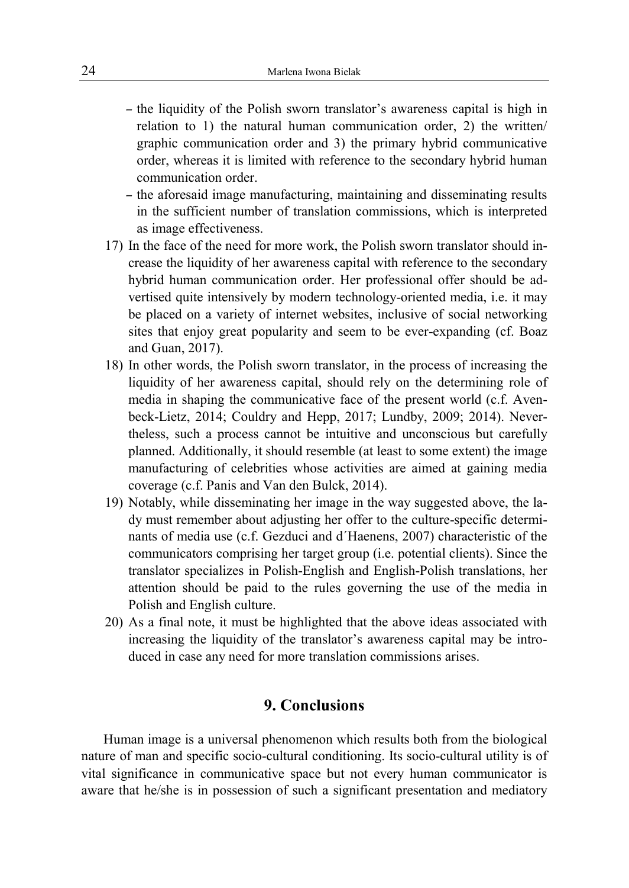- the liquidity of the Polish sworn translator's awareness capital is high in relation to 1) the natural human communication order, 2) the written/ graphic communication order and 3) the primary hybrid communicative order, whereas it is limited with reference to the secondary hybrid human communication order.
- the aforesaid image manufacturing, maintaining and disseminating results in the sufficient number of translation commissions, which is interpreted as image effectiveness.

17) In the face of the need for more work, the Polish sworn translator should increase the liquidity of her awareness capital with reference to the secondary hybrid human communication order. Her professional offer should be advertised quite intensively by modern technology-oriented media, i.e. it may be placed on a variety of internet websites, inclusive of social networking sites that enjoy great popularity and seem to be ever-expanding (cf. Boaz and Guan, 2017).
18) In other words, the Polish sworn translator, in the process of increasing the liquidity of her awareness capital, should rely on the determining role of media in shaping the communicative face of the present world (c.f. Avenbeck-Lietz, 2014; Couldry and Hepp, 2017; Lundby, 2009; 2014). Nevertheless, such a process cannot be intuitive and unconscious but carefully planned. Additionally, it should resemble (at least to some extent) the image manufacturing of celebrities whose activities are aimed at gaining media coverage (c.f. Panis and Van den Bulck, 2014).
19) Notably, while disseminating her image in the way suggested above, the lady must remember about adjusting her offer to the culture-specific determinants of media use (c.f. Gezduci and d´Haenens, 2007) characteristic of the communicators comprising her target group (i.e. potential clients). Since the translator specializes in Polish-English and English-Polish translations, her attention should be paid to the rules governing the use of the media in Polish and English culture.
20) As a final note, it must be highlighted that the above ideas associated with increasing the liquidity of the translator's awareness capital may be introduced in case any need for more translation commissions arises.

## 9. Conclusions

Human image is a universal phenomenon which results both from the biological nature of man and specific socio-cultural conditioning. Its socio-cultural utility is of vital significance in communicative space but not every human communicator is aware that he/she is in possession of such a significant presentation and mediatory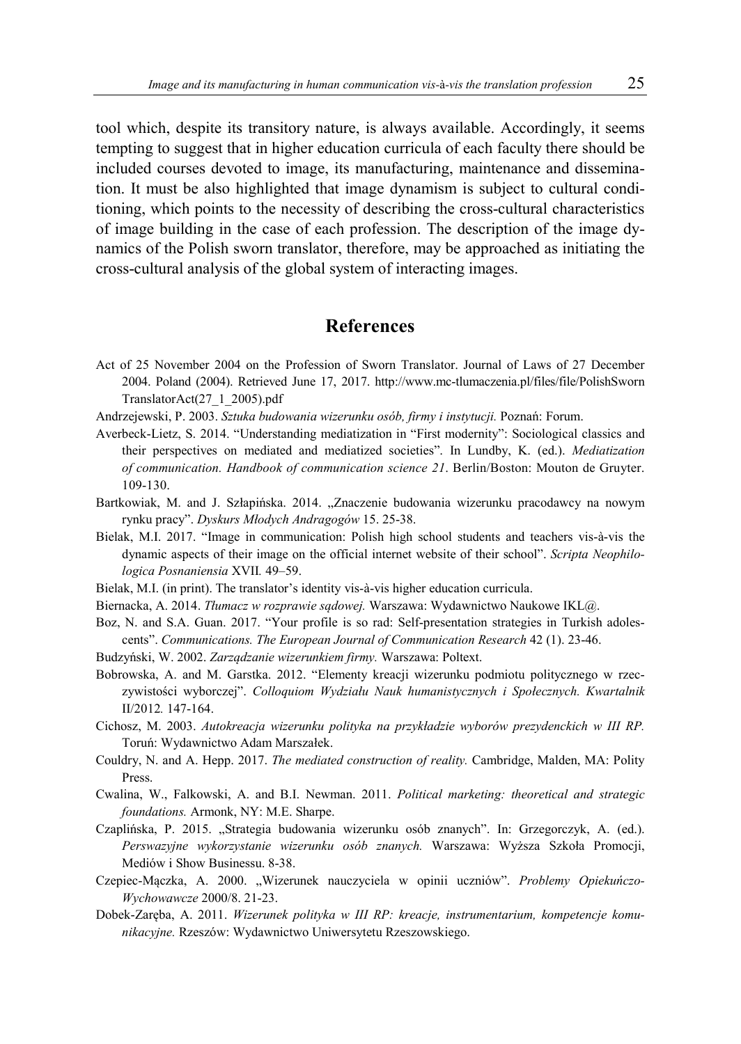tool which, despite its transitory nature, is always available. Accordingly, it seems tempting to suggest that in higher education curricula of each faculty there should be included courses devoted to image, its manufacturing, maintenance and dissemination. It must be also highlighted that image dynamism is subject to cultural conditioning, which points to the necessity of describing the cross-cultural characteristics of image building in the case of each profession. The description of the image dynamics of the Polish sworn translator, therefore, may be approached as initiating the cross-cultural analysis of the global system of interacting images.

## References

Act of 25 November 2004 on the Profession of Sworn Translator. Journal of Laws of 27 December 2004. Poland (2004). Retrieved June 17, 2017. http://www.mc-tlumaczenia.pl/files/file/PolishSwornTranslatorAct(27_1_2005).pdf

Andrzejewski, P. 2003. *Sztuka budowania wizerunku osób, firmy i instytucji.* Poznań: Forum.

Averbeck-Lietz, S. 2014. "Understanding mediatization in "First modernity": Sociological classics and their perspectives on mediated and mediatized societies". In Lundby, K. (ed.). *Mediatization of communication. Handbook of communication science 21*. Berlin/Boston: Mouton de Gruyter. 109-130.

Bartkowiak, M. and J. Szłapińska. 2014. „Znaczenie budowania wizerunku pracodawcy na nowym rynku pracy". *Dyskurs Młodych Andragogów* 15. 25-38.

Bielak, M.I. 2017. "Image in communication: Polish high school students and teachers vis-à-vis the dynamic aspects of their image on the official internet website of their school". *Scripta Neophilologica Posnaniensia* XVII. 49–59.

Bielak, M.I. (in print). The translator's identity vis-à-vis higher education curricula.

Biernacka, A. 2014. *Tłumacz w rozprawie sądowej.* Warszawa: Wydawnictwo Naukowe IKL@.

Boz, N. and S.A. Guan. 2017. "Your profile is so rad: Self-presentation strategies in Turkish adolescents". *Communications. The European Journal of Communication Research* 42 (1). 23-46.

Budzyński, W. 2002. *Zarządzanie wizerunkiem firmy.* Warszawa: Poltext.

Bobrowska, A. and M. Garstka. 2012. "Elementy kreacji wizerunku podmiotu politycznego w rzeczywistości wyborczej". *Colloquiom Wydziału Nauk humanistycznych i Społecznych. Kwartalnik* II/2012*.* 147-164.

Cichosz, M. 2003. *Autokreacja wizerunku polityka na przykładzie wyborów prezydenckich w III RP.* Toruń: Wydawnictwo Adam Marszałek.

Couldry, N. and A. Hepp. 2017. *The mediated construction of reality.* Cambridge, Malden, MA: Polity Press.

Cwalina, W., Falkowski, A. and B.I. Newman. 2011. *Political marketing: theoretical and strategic foundations.* Armonk, NY: M.E. Sharpe.

Czaplińska, P. 2015. „Strategia budowania wizerunku osób znanych". In: Grzegorczyk, A. (ed.). *Perswazyjne wykorzystanie wizerunku osób znanych.* Warszawa: Wyższa Szkoła Promocji, Mediów i Show Businessu. 8-38.

Czepiec-Mączka, A. 2000. „Wizerunek nauczyciela w opinii uczniów". *Problemy Opiekuńczo-Wychowawcze* 2000/8. 21-23.

Dobek-Zaręba, A. 2011. *Wizerunek polityka w III RP: kreacje, instrumentarium, kompetencje komunikacyjne.* Rzeszów: Wydawnictwo Uniwersytetu Rzeszowskiego.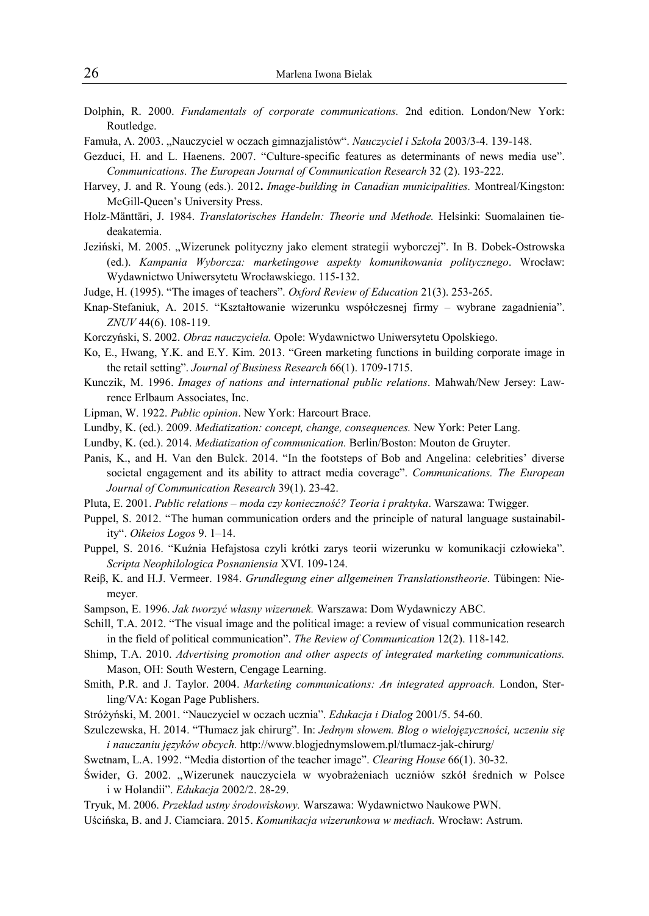Dolphin, R. 2000. *Fundamentals of corporate communications.* 2nd edition. London/New York: Routledge.

Famuła, A. 2003. „Nauczyciel w oczach gimnazjalistów". *Nauczyciel i Szkoła* 2003/3-4. 139-148.

Gezduci, H. and L. Haenens. 2007. "Culture-specific features as determinants of news media use". *Communications. The European Journal of Communication Research* 32 (2). 193-222.

Harvey, J. and R. Young (eds.). 2012**.** *Image-building in Canadian municipalities.* Montreal/Kingston: McGill-Queen's University Press.

Holz-Mänttäri, J. 1984. *Translatorisches Handeln: Theorie und Methode.* Helsinki: Suomalainen tiedeakatemia.

Jeziński, M. 2005. „Wizerunek polityczny jako element strategii wyborczej". In B. Dobek-Ostrowska (ed.). *Kampania Wyborcza: marketingowe aspekty komunikowania politycznego*. Wrocław: Wydawnictwo Uniwersytetu Wrocławskiego. 115-132.

Judge, H. (1995). "The images of teachers". *Oxford Review of Education* 21(3). 253-265.

Knap-Stefaniuk, A. 2015. "Kształtowanie wizerunku współczesnej firmy – wybrane zagadnienia". *ZNUV* 44(6). 108-119.

Korczyński, S. 2002. *Obraz nauczyciela.* Opole: Wydawnictwo Uniwersytetu Opolskiego.

Ko, E., Hwang, Y.K. and E.Y. Kim. 2013. "Green marketing functions in building corporate image in the retail setting". *Journal of Business Research* 66(1). 1709-1715.

Kunczik, M. 1996. *Images of nations and international public relations*. Mahwah/New Jersey: Lawrence Erlbaum Associates, Inc.

Lipman, W. 1922. *Public opinion*. New York: Harcourt Brace.

Lundby, K. (ed.). 2009. *Mediatization: concept, change, consequences.* New York: Peter Lang.

Lundby, K. (ed.). 2014. *Mediatization of communication.* Berlin/Boston: Mouton de Gruyter.

Panis, K., and H. Van den Bulck. 2014. "In the footsteps of Bob and Angelina: celebrities' diverse societal engagement and its ability to attract media coverage". *Communications. The European Journal of Communication Research* 39(1). 23-42.

Pluta, E. 2001. *Public relations – moda czy konieczność? Teoria i praktyka*. Warszawa: Twigger.

Puppel, S. 2012. "The human communication orders and the principle of natural language sustainability". *Oikeios Logos* 9. 1–14.

Puppel, S. 2016. "Kuźnia Hefajstosa czyli krótki zarys teorii wizerunku w komunikacji człowieka". *Scripta Neophilologica Posnaniensia* XVI. 109-124.

Reiβ, K. and H.J. Vermeer. 1984. *Grundlegung einer allgemeinen Translationstheorie*. Tübingen: Niemeyer.

Sampson, E. 1996. *Jak tworzyć własny wizerunek.* Warszawa: Dom Wydawniczy ABC.

Schill, T.A. 2012. "The visual image and the political image: a review of visual communication research in the field of political communication". *The Review of Communication* 12(2). 118-142.

Shimp, T.A. 2010. *Advertising promotion and other aspects of integrated marketing communications.* Mason, OH: South Western, Cengage Learning.

Smith, P.R. and J. Taylor. 2004. *Marketing communications: An integrated approach.* London, Sterling/VA: Kogan Page Publishers.

Stróżyński, M. 2001. "Nauczyciel w oczach ucznia". *Edukacja i Dialog* 2001/5. 54-60.

Szulczewska, H. 2014. "Tłumacz jak chirurg". In: *Jednym słowem. Blog o wielojęzyczności, uczeniu się i nauczaniu języków obcych.* http://www.blogjednymslowem.pl/tlumacz-jak-chirurg/

Swetnam, L.A. 1992. "Media distortion of the teacher image". *Clearing House* 66(1). 30-32.

Świder, G. 2002. „Wizerunek nauczyciela w wyobrażeniach uczniów szkół średnich w Polsce i w Holandii". *Edukacja* 2002/2. 28-29.

Tryuk, M. 2006. *Przekład ustny środowiskowy.* Warszawa: Wydawnictwo Naukowe PWN.

Uścińska, B. and J. Ciamciara. 2015. *Komunikacja wizerunkowa w mediach.* Wrocław: Astrum.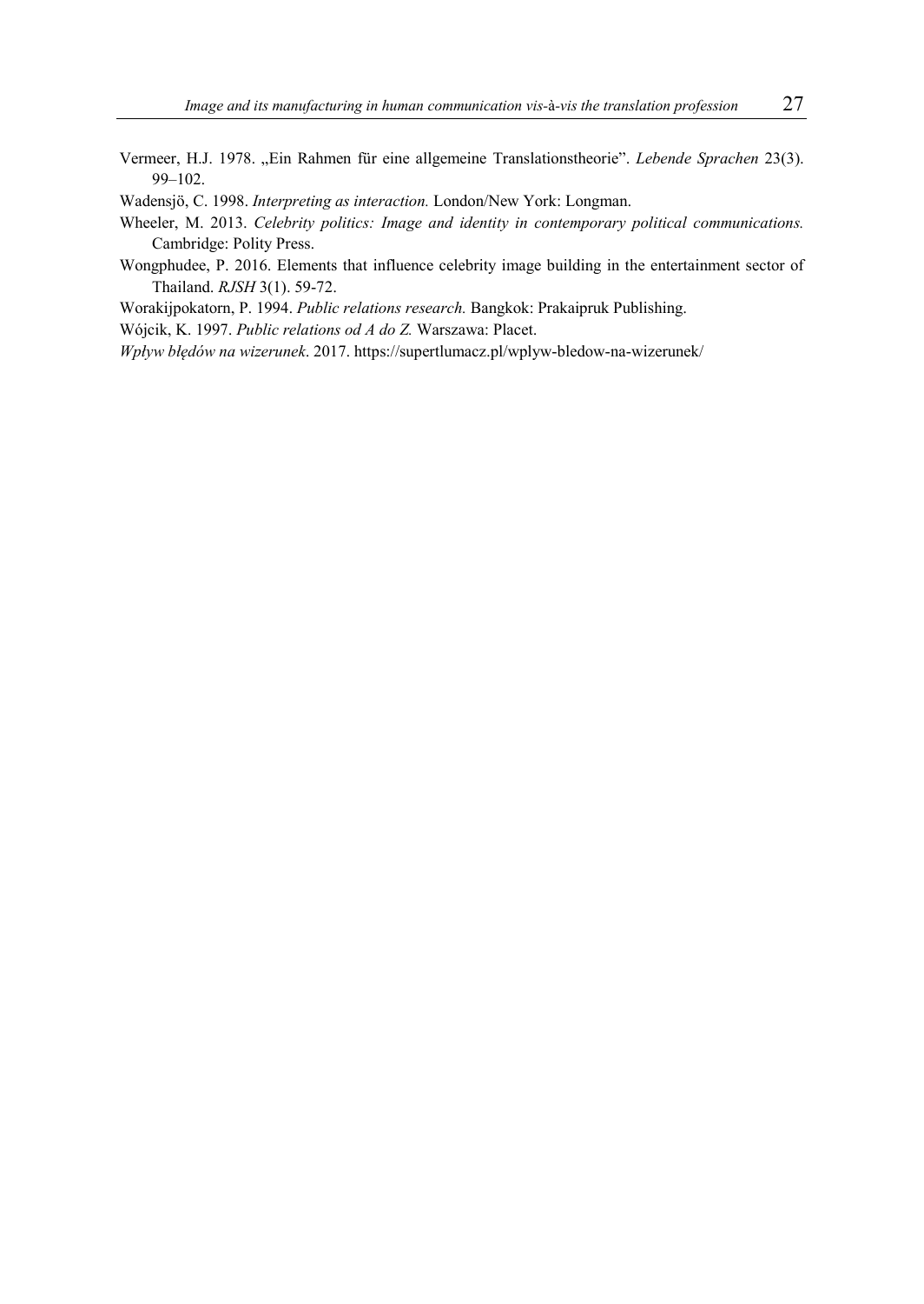Vermeer, H.J. 1978. „Ein Rahmen für eine allgemeine Translationstheorie”. *Lebende Sprachen* 23(3). 99–102.

Wadensjö, C. 1998. *Interpreting as interaction.* London/New York: Longman.

Wheeler, M. 2013. *Celebrity politics: Image and identity in contemporary political communications.* Cambridge: Polity Press.

Wongphudee, P. 2016. Elements that influence celebrity image building in the entertainment sector of Thailand. *RJSH* 3(1). 59-72.

Worakijpokatorn, P. 1994. *Public relations research.* Bangkok: Prakaipruk Publishing.

Wójcik, K. 1997. *Public relations od A do Z.* Warszawa: Placet.

*Wpływ błędów na wizerunek*. 2017. https://supertlumacz.pl/wplyw-bledow-na-wizerunek/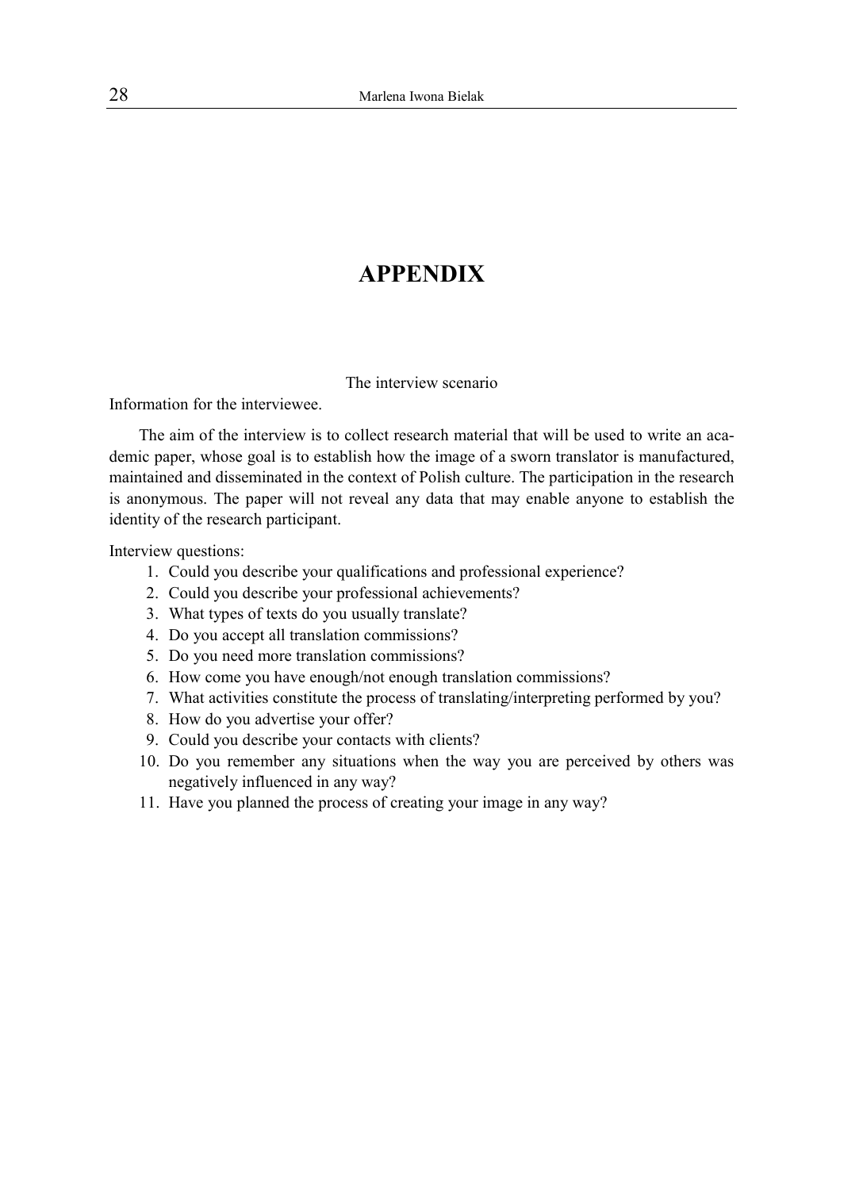# APPENDIX

The interview scenario

Information for the interviewee.

The aim of the interview is to collect research material that will be used to write an academic paper, whose goal is to establish how the image of a sworn translator is manufactured, maintained and disseminated in the context of Polish culture. The participation in the research is anonymous. The paper will not reveal any data that may enable anyone to establish the identity of the research participant.

Interview questions:

1. Could you describe your qualifications and professional experience?
2. Could you describe your professional achievements?
3. What types of texts do you usually translate?
4. Do you accept all translation commissions?
5. Do you need more translation commissions?
6. How come you have enough/not enough translation commissions?
7. What activities constitute the process of translating/interpreting performed by you?
8. How do you advertise your offer?
9. Could you describe your contacts with clients?
10. Do you remember any situations when the way you are perceived by others was negatively influenced in any way?
11. Have you planned the process of creating your image in any way?